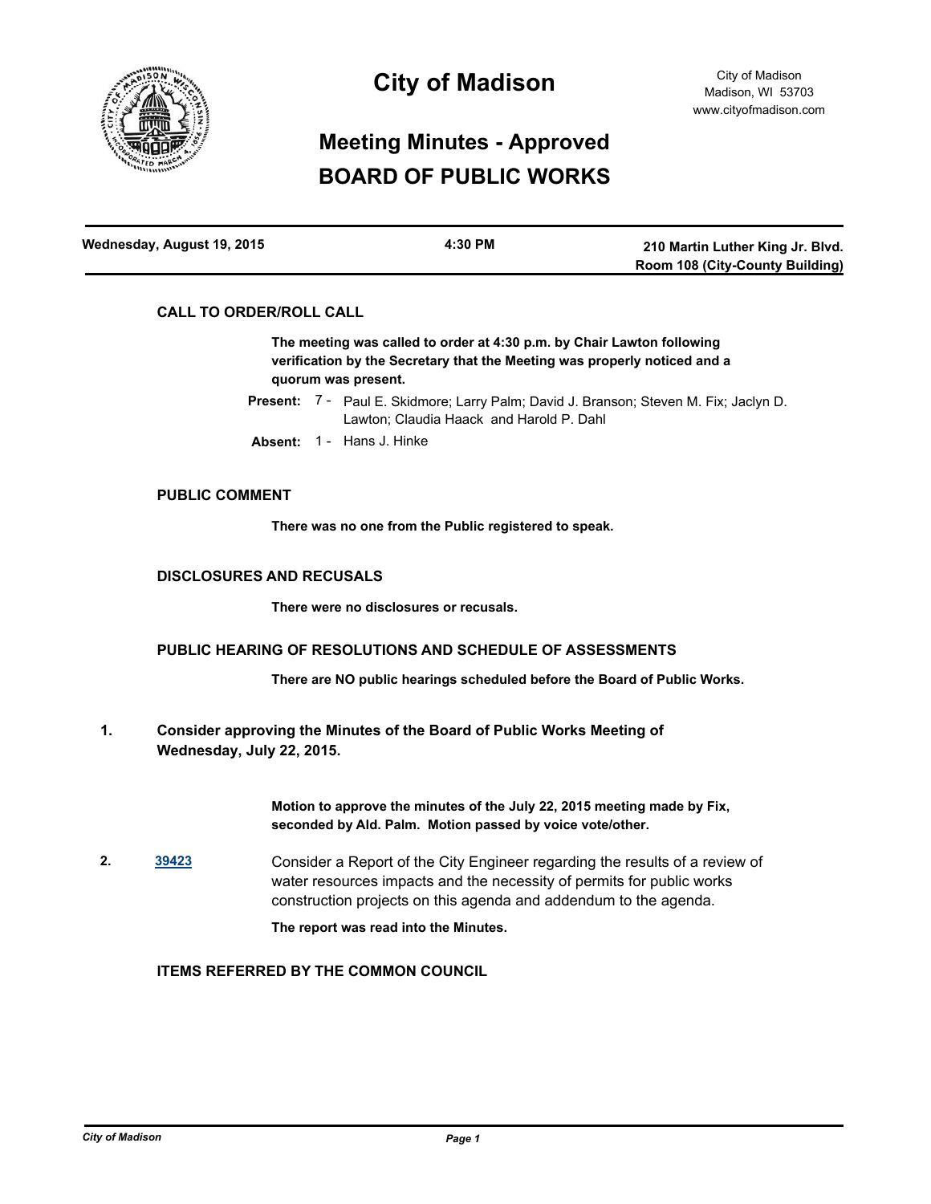# City of Madison

City of Madison
Madison, WI 53703
www.cityofmadison.com

## Meeting Minutes - Approved
## BOARD OF PUBLIC WORKS

| Wednesday, August 19, 2015 | 4:30 PM | 210 Martin Luther King Jr. Blvd. Room 108 (City-County Building) |
|---|---|---|

### CALL TO ORDER/ROLL CALL

**The meeting was called to order at 4:30 p.m. by Chair Lawton following verification by the Secretary that the Meeting was properly noticed and a quorum was present.**

**Present:** 7 - Paul E. Skidmore; Larry Palm; David J. Branson; Steven M. Fix; Jaclyn D. Lawton; Claudia Haack and Harold P. Dahl

**Absent:** 1 - Hans J. Hinke

### PUBLIC COMMENT

**There was no one from the Public registered to speak.**

### DISCLOSURES AND RECUSALS

**There were no disclosures or recusals.**

### PUBLIC HEARING OF RESOLUTIONS AND SCHEDULE OF ASSESSMENTS

**There are NO public hearings scheduled before the Board of Public Works.**

**1. Consider approving the Minutes of the Board of Public Works Meeting of Wednesday, July 22, 2015.**

**Motion to approve the minutes of the July 22, 2015 meeting made by Fix, seconded by Ald. Palm. Motion passed by voice vote/other.**

**2.** 39423 Consider a Report of the City Engineer regarding the results of a review of water resources impacts and the necessity of permits for public works construction projects on this agenda and addendum to the agenda.

**The report was read into the Minutes.**

### ITEMS REFERRED BY THE COMMON COUNCIL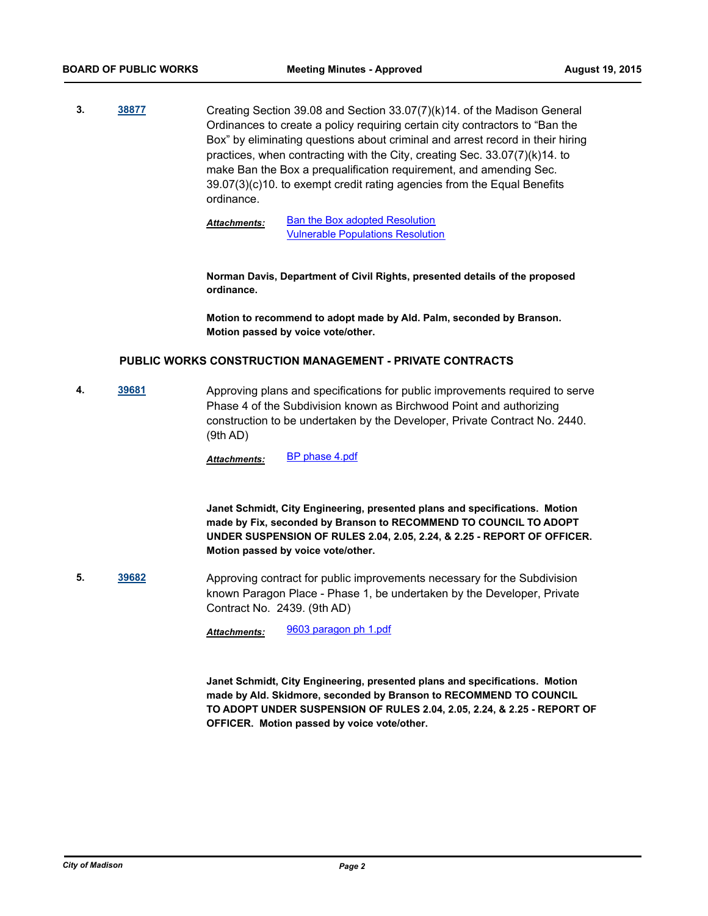**3.** **38877** Creating Section 39.08 and Section 33.07(7)(k)14. of the Madison General Ordinances to create a policy requiring certain city contractors to "Ban the Box" by eliminating questions about criminal and arrest record in their hiring practices, when contracting with the City, creating Sec. 33.07(7)(k)14. to make Ban the Box a prequalification requirement, and amending Sec. 39.07(3)(c)10. to exempt credit rating agencies from the Equal Benefits ordinance.

***Attachments:*** Ban the Box adopted Resolution
Vulnerable Populations Resolution

**Norman Davis, Department of Civil Rights, presented details of the proposed ordinance.**

**Motion to recommend to adopt made by Ald. Palm, seconded by Branson. Motion passed by voice vote/other.**

## PUBLIC WORKS CONSTRUCTION MANAGEMENT - PRIVATE CONTRACTS

**4.** **39681** Approving plans and specifications for public improvements required to serve Phase 4 of the Subdivision known as Birchwood Point and authorizing construction to be undertaken by the Developer, Private Contract No. 2440. (9th AD)

***Attachments:*** BP phase 4.pdf

**Janet Schmidt, City Engineering, presented plans and specifications. Motion made by Fix, seconded by Branson to RECOMMEND TO COUNCIL TO ADOPT UNDER SUSPENSION OF RULES 2.04, 2.05, 2.24, & 2.25 - REPORT OF OFFICER. Motion passed by voice vote/other.**

**5.** **39682** Approving contract for public improvements necessary for the Subdivision known Paragon Place - Phase 1, be undertaken by the Developer, Private Contract No. 2439. (9th AD)

***Attachments:*** 9603 paragon ph 1.pdf

**Janet Schmidt, City Engineering, presented plans and specifications. Motion made by Ald. Skidmore, seconded by Branson to RECOMMEND TO COUNCIL TO ADOPT UNDER SUSPENSION OF RULES 2.04, 2.05, 2.24, & 2.25 - REPORT OF OFFICER. Motion passed by voice vote/other.**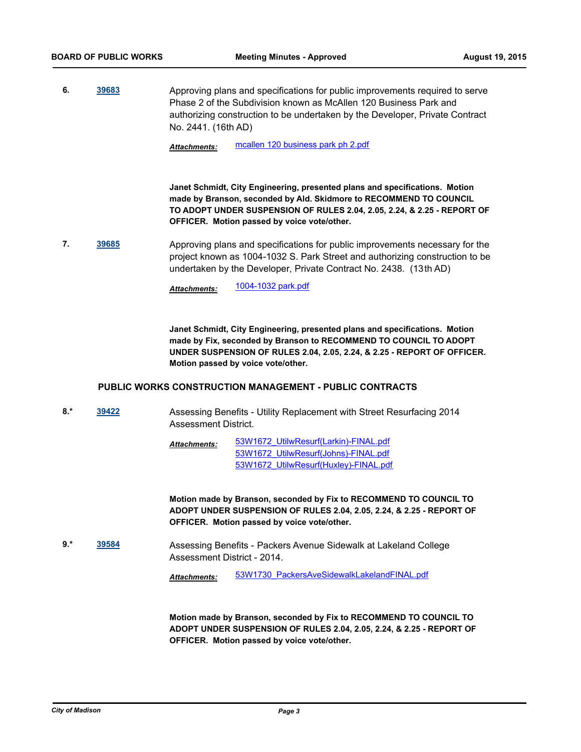**6.** **39683**

Approving plans and specifications for public improvements required to serve Phase 2 of the Subdivision known as McAllen 120 Business Park and authorizing construction to be undertaken by the Developer, Private Contract No. 2441. (16th AD)

***Attachments:*** mcallen 120 business park ph 2.pdf

**Janet Schmidt, City Engineering, presented plans and specifications. Motion made by Branson, seconded by Ald. Skidmore to RECOMMEND TO COUNCIL TO ADOPT UNDER SUSPENSION OF RULES 2.04, 2.05, 2.24, & 2.25 - REPORT OF OFFICER. Motion passed by voice vote/other.**

**7.** **39685**

Approving plans and specifications for public improvements necessary for the project known as 1004-1032 S. Park Street and authorizing construction to be undertaken by the Developer, Private Contract No. 2438. (13th AD)

***Attachments:*** 1004-1032 park.pdf

**Janet Schmidt, City Engineering, presented plans and specifications. Motion made by Fix, seconded by Branson to RECOMMEND TO COUNCIL TO ADOPT UNDER SUSPENSION OF RULES 2.04, 2.05, 2.24, & 2.25 - REPORT OF OFFICER. Motion passed by voice vote/other.**

## PUBLIC WORKS CONSTRUCTION MANAGEMENT - PUBLIC CONTRACTS

**8.*** **39422**

Assessing Benefits - Utility Replacement with Street Resurfacing 2014 Assessment District.

***Attachments:*** 53W1672_UtilwResurf(Larkin)-FINAL.pdf
53W1672_UtilwResurf(Johns)-FINAL.pdf
53W1672_UtilwResurf(Huxley)-FINAL.pdf

**Motion made by Branson, seconded by Fix to RECOMMEND TO COUNCIL TO ADOPT UNDER SUSPENSION OF RULES 2.04, 2.05, 2.24, & 2.25 - REPORT OF OFFICER. Motion passed by voice vote/other.**

**9.*** **39584**

Assessing Benefits - Packers Avenue Sidewalk at Lakeland College Assessment District - 2014.

***Attachments:*** 53W1730_PackersAveSidewalkLakelandFINAL.pdf

**Motion made by Branson, seconded by Fix to RECOMMEND TO COUNCIL TO ADOPT UNDER SUSPENSION OF RULES 2.04, 2.05, 2.24, & 2.25 - REPORT OF OFFICER. Motion passed by voice vote/other.**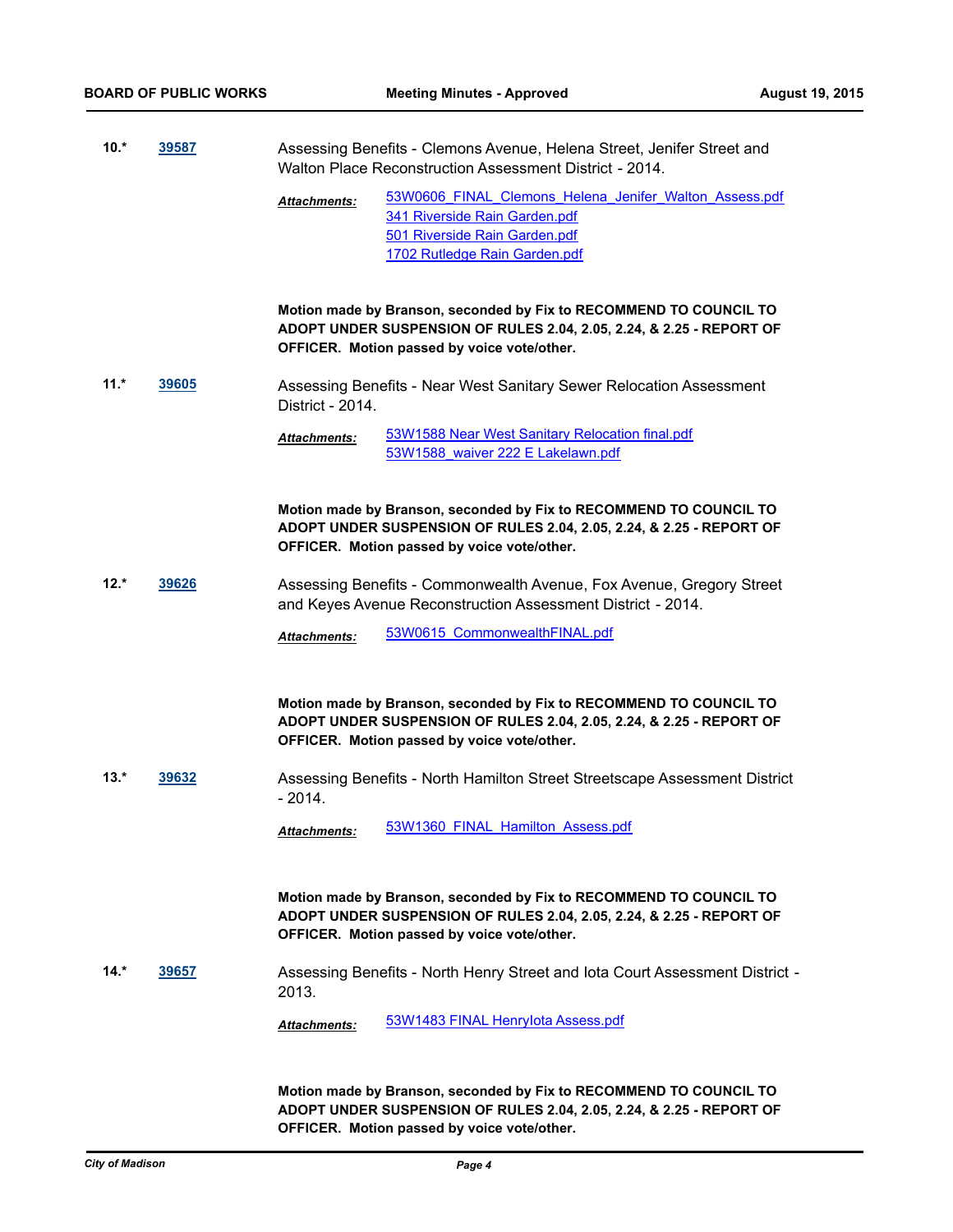**10.\*** **39587** Assessing Benefits - Clemons Avenue, Helena Street, Jenifer Street and Walton Place Reconstruction Assessment District - 2014.

***Attachments:*** 53W0606_FINAL_Clemons_Helena_Jenifer_Walton_Assess.pdf
341 Riverside Rain Garden.pdf
501 Riverside Rain Garden.pdf
1702 Rutledge Rain Garden.pdf

**Motion made by Branson, seconded by Fix to RECOMMEND TO COUNCIL TO ADOPT UNDER SUSPENSION OF RULES 2.04, 2.05, 2.24, & 2.25 - REPORT OF OFFICER. Motion passed by voice vote/other.**

**11.\*** **39605** Assessing Benefits - Near West Sanitary Sewer Relocation Assessment District - 2014.

***Attachments:*** 53W1588 Near West Sanitary Relocation final.pdf
53W1588_waiver 222 E Lakelawn.pdf

**Motion made by Branson, seconded by Fix to RECOMMEND TO COUNCIL TO ADOPT UNDER SUSPENSION OF RULES 2.04, 2.05, 2.24, & 2.25 - REPORT OF OFFICER. Motion passed by voice vote/other.**

**12.\*** **39626** Assessing Benefits - Commonwealth Avenue, Fox Avenue, Gregory Street and Keyes Avenue Reconstruction Assessment District - 2014.

***Attachments:*** 53W0615_CommonwealthFINAL.pdf

**Motion made by Branson, seconded by Fix to RECOMMEND TO COUNCIL TO ADOPT UNDER SUSPENSION OF RULES 2.04, 2.05, 2.24, & 2.25 - REPORT OF OFFICER. Motion passed by voice vote/other.**

**13.\*** **39632** Assessing Benefits - North Hamilton Street Streetscape Assessment District - 2014.

***Attachments:*** 53W1360_FINAL_Hamilton_Assess.pdf

**Motion made by Branson, seconded by Fix to RECOMMEND TO COUNCIL TO ADOPT UNDER SUSPENSION OF RULES 2.04, 2.05, 2.24, & 2.25 - REPORT OF OFFICER. Motion passed by voice vote/other.**

**14.\*** **39657** Assessing Benefits - North Henry Street and Iota Court Assessment District - 2013.

***Attachments:*** 53W1483 FINAL HenryIota Assess.pdf

**Motion made by Branson, seconded by Fix to RECOMMEND TO COUNCIL TO ADOPT UNDER SUSPENSION OF RULES 2.04, 2.05, 2.24, & 2.25 - REPORT OF OFFICER. Motion passed by voice vote/other.**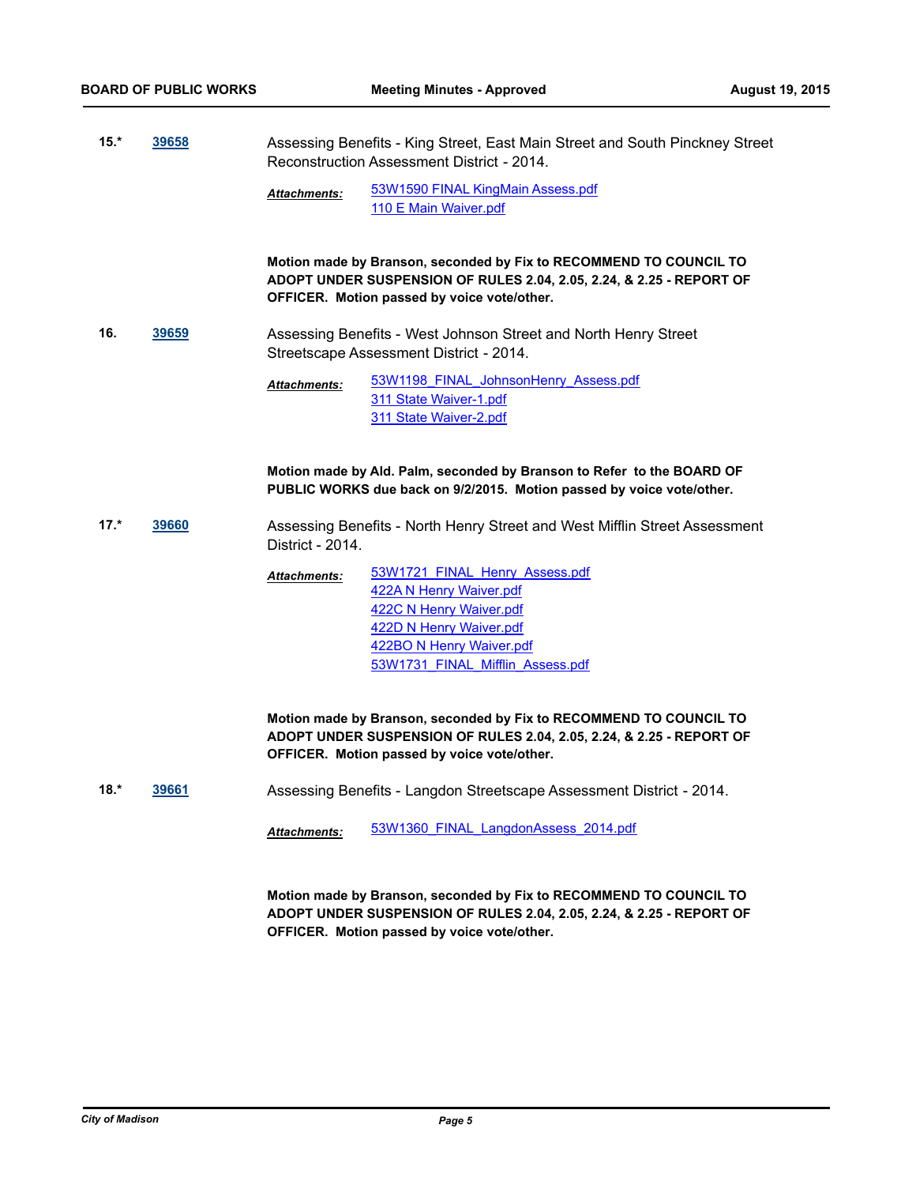**15.*** **39658** Assessing Benefits - King Street, East Main Street and South Pinckney Street Reconstruction Assessment District - 2014.

*Attachments:* 53W1590 FINAL KingMain Assess.pdf
110 E Main Waiver.pdf

**Motion made by Branson, seconded by Fix to RECOMMEND TO COUNCIL TO ADOPT UNDER SUSPENSION OF RULES 2.04, 2.05, 2.24, & 2.25 - REPORT OF OFFICER. Motion passed by voice vote/other.**

**16.** **39659** Assessing Benefits - West Johnson Street and North Henry Street Streetscape Assessment District - 2014.

*Attachments:* 53W1198_FINAL_JohnsonHenry_Assess.pdf
311 State Waiver-1.pdf
311 State Waiver-2.pdf

**Motion made by Ald. Palm, seconded by Branson to Refer to the BOARD OF PUBLIC WORKS due back on 9/2/2015. Motion passed by voice vote/other.**

**17.*** **39660** Assessing Benefits - North Henry Street and West Mifflin Street Assessment District - 2014.

*Attachments:* 53W1721_FINAL_Henry_Assess.pdf
422A N Henry Waiver.pdf
422C N Henry Waiver.pdf
422D N Henry Waiver.pdf
422BO N Henry Waiver.pdf
53W1731_FINAL_Mifflin_Assess.pdf

**Motion made by Branson, seconded by Fix to RECOMMEND TO COUNCIL TO ADOPT UNDER SUSPENSION OF RULES 2.04, 2.05, 2.24, & 2.25 - REPORT OF OFFICER. Motion passed by voice vote/other.**

**18.*** **39661** Assessing Benefits - Langdon Streetscape Assessment District - 2014.

*Attachments:* 53W1360_FINAL_LangdonAssess_2014.pdf

**Motion made by Branson, seconded by Fix to RECOMMEND TO COUNCIL TO ADOPT UNDER SUSPENSION OF RULES 2.04, 2.05, 2.24, & 2.25 - REPORT OF OFFICER. Motion passed by voice vote/other.**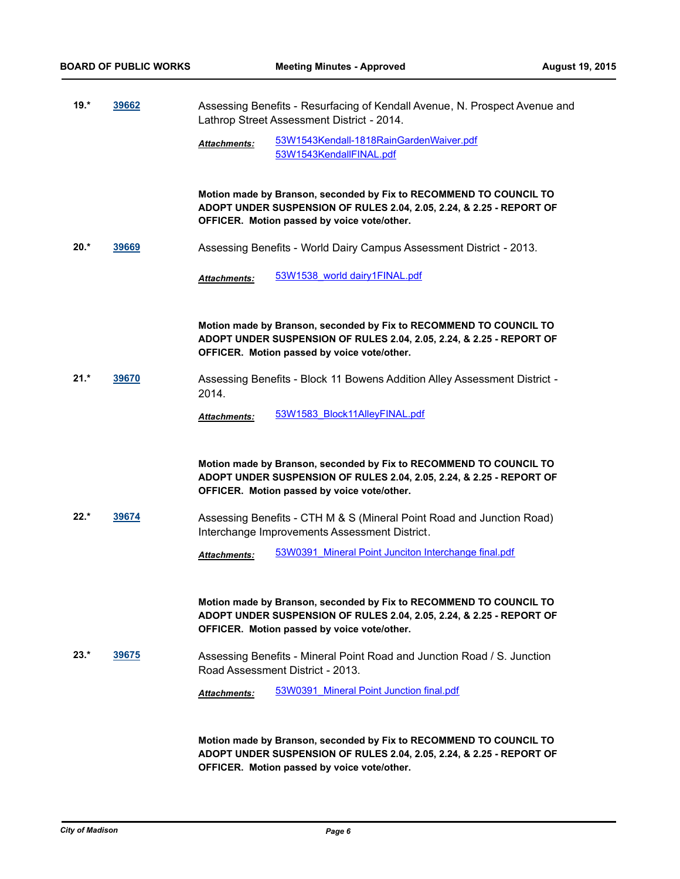**19.*** **39662** Assessing Benefits - Resurfacing of Kendall Avenue, N. Prospect Avenue and Lathrop Street Assessment District - 2014.

*Attachments:* 53W1543Kendall-1818RainGardenWaiver.pdf
53W1543KendallFINAL.pdf

**Motion made by Branson, seconded by Fix to RECOMMEND TO COUNCIL TO ADOPT UNDER SUSPENSION OF RULES 2.04, 2.05, 2.24, & 2.25 - REPORT OF OFFICER. Motion passed by voice vote/other.**

**20.*** **39669** Assessing Benefits - World Dairy Campus Assessment District - 2013.

*Attachments:* 53W1538_world dairy1FINAL.pdf

**Motion made by Branson, seconded by Fix to RECOMMEND TO COUNCIL TO ADOPT UNDER SUSPENSION OF RULES 2.04, 2.05, 2.24, & 2.25 - REPORT OF OFFICER. Motion passed by voice vote/other.**

**21.*** **39670** Assessing Benefits - Block 11 Bowens Addition Alley Assessment District - 2014.

*Attachments:* 53W1583_Block11AlleyFINAL.pdf

**Motion made by Branson, seconded by Fix to RECOMMEND TO COUNCIL TO ADOPT UNDER SUSPENSION OF RULES 2.04, 2.05, 2.24, & 2.25 - REPORT OF OFFICER. Motion passed by voice vote/other.**

**22.*** **39674** Assessing Benefits - CTH M & S (Mineral Point Road and Junction Road) Interchange Improvements Assessment District.

*Attachments:* 53W0391_Mineral Point Junciton Interchange final.pdf

**Motion made by Branson, seconded by Fix to RECOMMEND TO COUNCIL TO ADOPT UNDER SUSPENSION OF RULES 2.04, 2.05, 2.24, & 2.25 - REPORT OF OFFICER. Motion passed by voice vote/other.**

**23.*** **39675** Assessing Benefits - Mineral Point Road and Junction Road / S. Junction Road Assessment District - 2013.

*Attachments:* 53W0391_Mineral Point Junction final.pdf

**Motion made by Branson, seconded by Fix to RECOMMEND TO COUNCIL TO ADOPT UNDER SUSPENSION OF RULES 2.04, 2.05, 2.24, & 2.25 - REPORT OF OFFICER. Motion passed by voice vote/other.**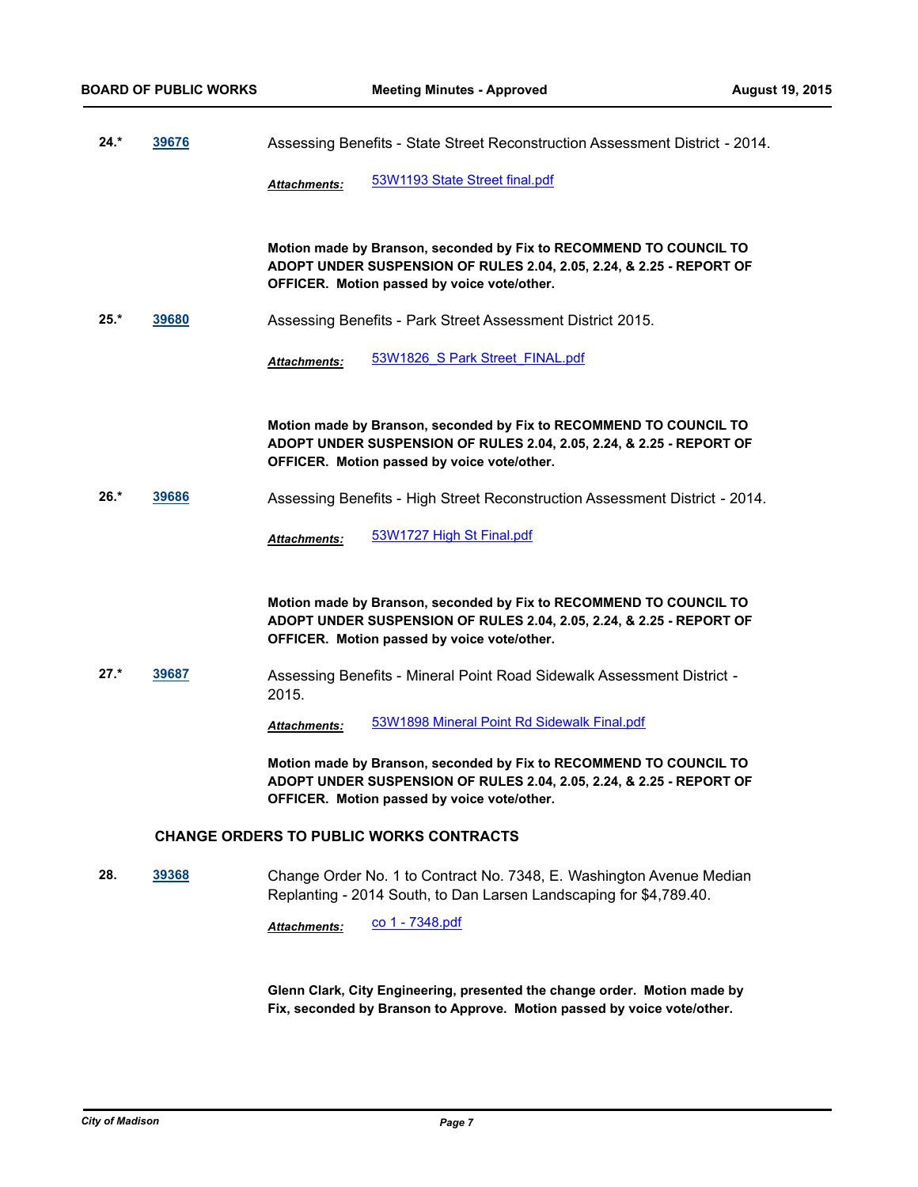**24.*** **39676** Assessing Benefits - State Street Reconstruction Assessment District - 2014.

***Attachments:*** 53W1193 State Street final.pdf

**Motion made by Branson, seconded by Fix to RECOMMEND TO COUNCIL TO ADOPT UNDER SUSPENSION OF RULES 2.04, 2.05, 2.24, & 2.25 - REPORT OF OFFICER. Motion passed by voice vote/other.**

**25.*** **39680** Assessing Benefits - Park Street Assessment District 2015.

***Attachments:*** 53W1826_S Park Street_FINAL.pdf

**Motion made by Branson, seconded by Fix to RECOMMEND TO COUNCIL TO ADOPT UNDER SUSPENSION OF RULES 2.04, 2.05, 2.24, & 2.25 - REPORT OF OFFICER. Motion passed by voice vote/other.**

**26.*** **39686** Assessing Benefits - High Street Reconstruction Assessment District - 2014.

***Attachments:*** 53W1727 High St Final.pdf

**Motion made by Branson, seconded by Fix to RECOMMEND TO COUNCIL TO ADOPT UNDER SUSPENSION OF RULES 2.04, 2.05, 2.24, & 2.25 - REPORT OF OFFICER. Motion passed by voice vote/other.**

**27.*** **39687** Assessing Benefits - Mineral Point Road Sidewalk Assessment District - 2015.

***Attachments:*** 53W1898 Mineral Point Rd Sidewalk Final.pdf

**Motion made by Branson, seconded by Fix to RECOMMEND TO COUNCIL TO ADOPT UNDER SUSPENSION OF RULES 2.04, 2.05, 2.24, & 2.25 - REPORT OF OFFICER. Motion passed by voice vote/other.**

## CHANGE ORDERS TO PUBLIC WORKS CONTRACTS

**28.** **39368** Change Order No. 1 to Contract No. 7348, E. Washington Avenue Median Replanting - 2014 South, to Dan Larsen Landscaping for $4,789.40.

***Attachments:*** co 1 - 7348.pdf

**Glenn Clark, City Engineering, presented the change order. Motion made by Fix, seconded by Branson to Approve. Motion passed by voice vote/other.**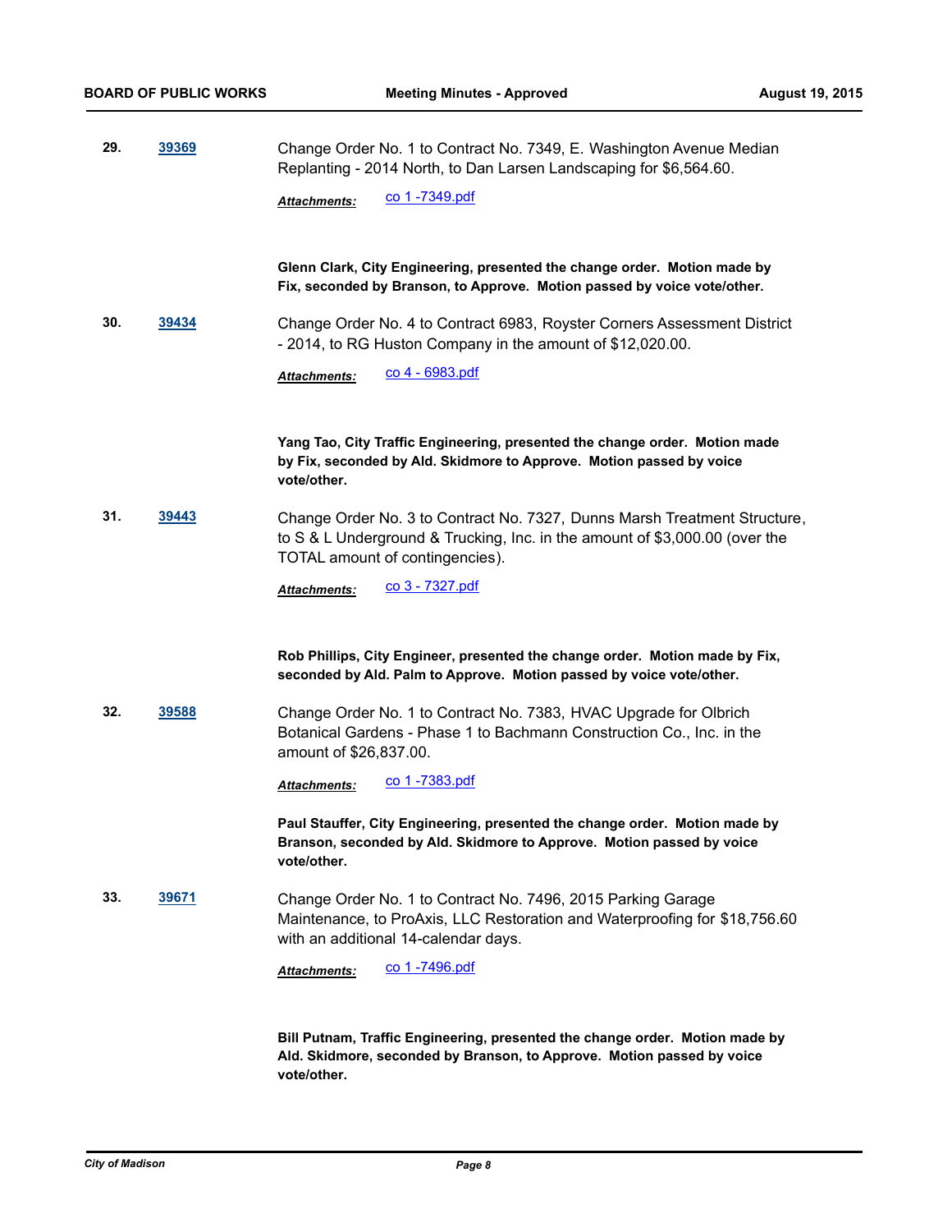**29.** **39369** Change Order No. 1 to Contract No. 7349, E. Washington Avenue Median Replanting - 2014 North, to Dan Larsen Landscaping for $6,564.60.

***Attachments:*** co 1 -7349.pdf

**Glenn Clark, City Engineering, presented the change order. Motion made by Fix, seconded by Branson, to Approve. Motion passed by voice vote/other.**

**30.** **39434** Change Order No. 4 to Contract 6983, Royster Corners Assessment District - 2014, to RG Huston Company in the amount of $12,020.00.

***Attachments:*** co 4 - 6983.pdf

**Yang Tao, City Traffic Engineering, presented the change order. Motion made by Fix, seconded by Ald. Skidmore to Approve. Motion passed by voice vote/other.**

**31.** **39443** Change Order No. 3 to Contract No. 7327, Dunns Marsh Treatment Structure, to S & L Underground & Trucking, Inc. in the amount of $3,000.00 (over the TOTAL amount of contingencies).

***Attachments:*** co 3 - 7327.pdf

**Rob Phillips, City Engineer, presented the change order. Motion made by Fix, seconded by Ald. Palm to Approve. Motion passed by voice vote/other.**

**32.** **39588** Change Order No. 1 to Contract No. 7383, HVAC Upgrade for Olbrich Botanical Gardens - Phase 1 to Bachmann Construction Co., Inc. in the amount of $26,837.00.

***Attachments:*** co 1 -7383.pdf

**Paul Stauffer, City Engineering, presented the change order. Motion made by Branson, seconded by Ald. Skidmore to Approve. Motion passed by voice vote/other.**

**33.** **39671** Change Order No. 1 to Contract No. 7496, 2015 Parking Garage Maintenance, to ProAxis, LLC Restoration and Waterproofing for $18,756.60 with an additional 14-calendar days.

***Attachments:*** co 1 -7496.pdf

**Bill Putnam, Traffic Engineering, presented the change order. Motion made by Ald. Skidmore, seconded by Branson, to Approve. Motion passed by voice vote/other.**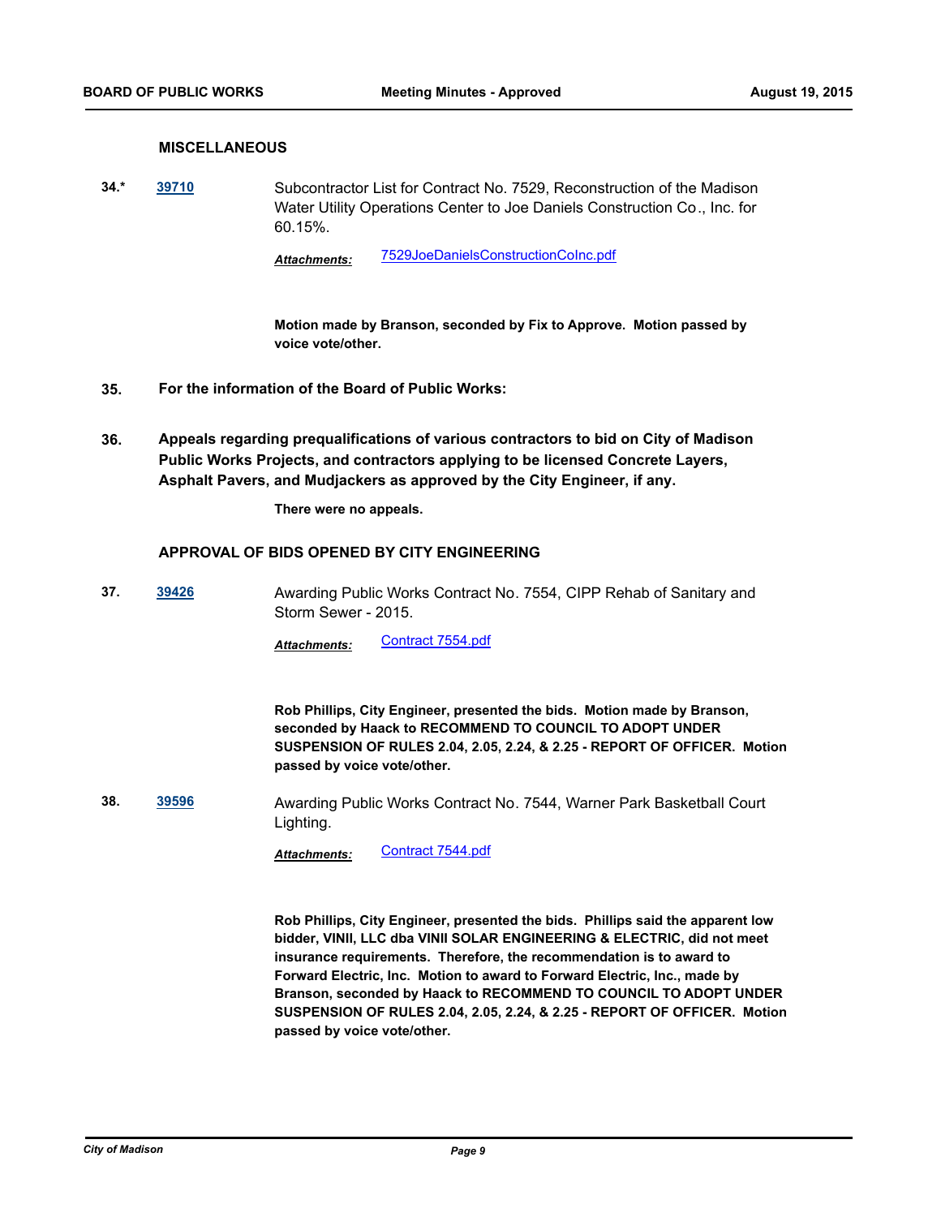## MISCELLANEOUS

**34.*** **39710** Subcontractor List for Contract No. 7529, Reconstruction of the Madison Water Utility Operations Center to Joe Daniels Construction Co., Inc. for 60.15%.

***Attachments:*** 7529JoeDanielsConstructionCoInc.pdf

**Motion made by Branson, seconded by Fix to Approve. Motion passed by voice vote/other.**

**35. For the information of the Board of Public Works:**

**36. Appeals regarding prequalifications of various contractors to bid on City of Madison Public Works Projects, and contractors applying to be licensed Concrete Layers, Asphalt Pavers, and Mudjackers as approved by the City Engineer, if any.**

**There were no appeals.**

## APPROVAL OF BIDS OPENED BY CITY ENGINEERING

**37.** **39426** Awarding Public Works Contract No. 7554, CIPP Rehab of Sanitary and Storm Sewer - 2015.

***Attachments:*** Contract 7554.pdf

**Rob Phillips, City Engineer, presented the bids. Motion made by Branson, seconded by Haack to RECOMMEND TO COUNCIL TO ADOPT UNDER SUSPENSION OF RULES 2.04, 2.05, 2.24, & 2.25 - REPORT OF OFFICER. Motion passed by voice vote/other.**

**38.** **39596** Awarding Public Works Contract No. 7544, Warner Park Basketball Court Lighting.

***Attachments:*** Contract 7544.pdf

**Rob Phillips, City Engineer, presented the bids. Phillips said the apparent low bidder, VINII, LLC dba VINII SOLAR ENGINEERING & ELECTRIC, did not meet insurance requirements. Therefore, the recommendation is to award to Forward Electric, Inc. Motion to award to Forward Electric, Inc., made by Branson, seconded by Haack to RECOMMEND TO COUNCIL TO ADOPT UNDER SUSPENSION OF RULES 2.04, 2.05, 2.24, & 2.25 - REPORT OF OFFICER. Motion passed by voice vote/other.**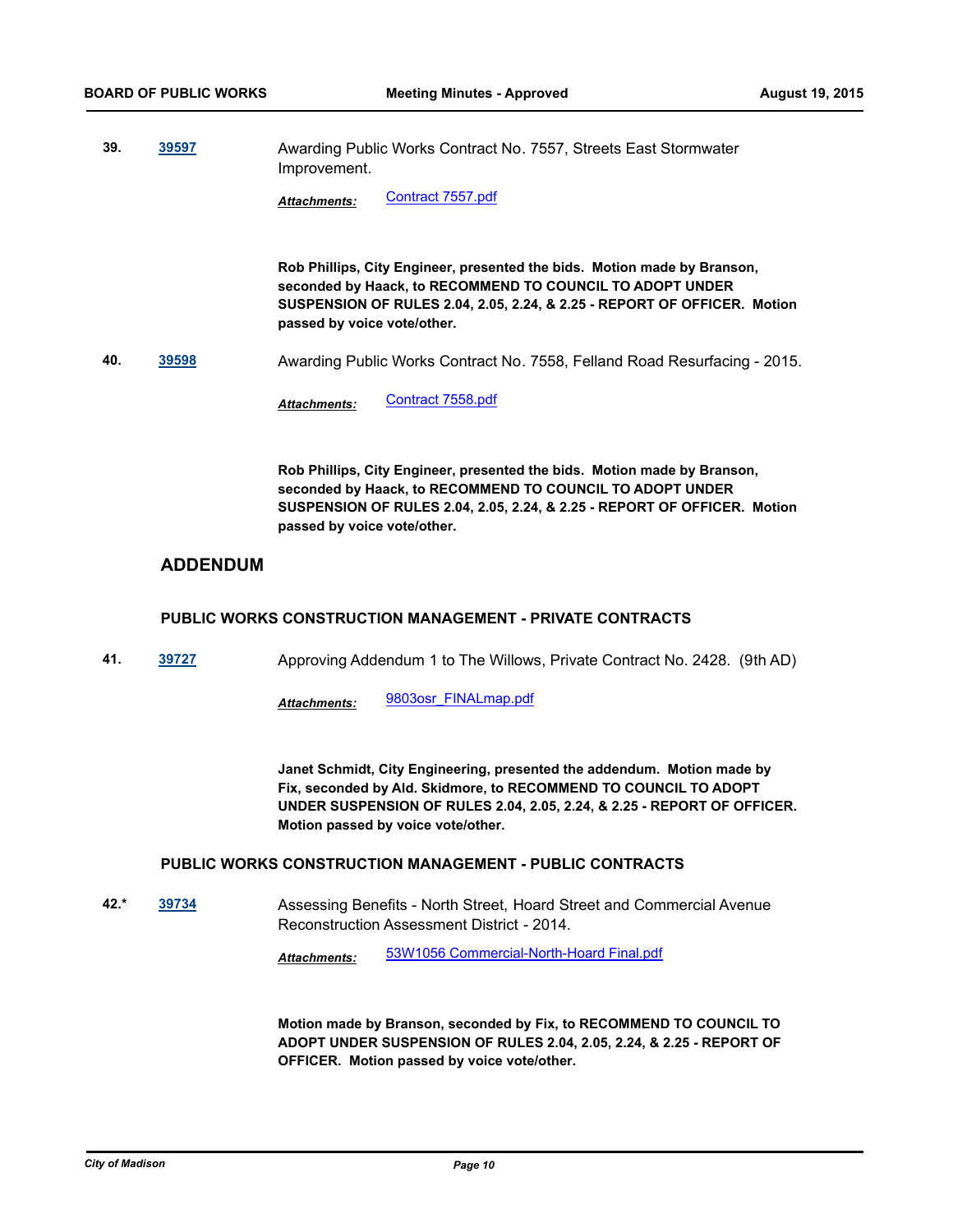**39.** **39597** Awarding Public Works Contract No. 7557, Streets East Stormwater Improvement.

*Attachments:* Contract 7557.pdf

**Rob Phillips, City Engineer, presented the bids. Motion made by Branson, seconded by Haack, to RECOMMEND TO COUNCIL TO ADOPT UNDER SUSPENSION OF RULES 2.04, 2.05, 2.24, & 2.25 - REPORT OF OFFICER. Motion passed by voice vote/other.**

**40.** **39598** Awarding Public Works Contract No. 7558, Felland Road Resurfacing - 2015.

*Attachments:* Contract 7558.pdf

**Rob Phillips, City Engineer, presented the bids. Motion made by Branson, seconded by Haack, to RECOMMEND TO COUNCIL TO ADOPT UNDER SUSPENSION OF RULES 2.04, 2.05, 2.24, & 2.25 - REPORT OF OFFICER. Motion passed by voice vote/other.**

## ADDENDUM

### PUBLIC WORKS CONSTRUCTION MANAGEMENT - PRIVATE CONTRACTS

**41.** **39727** Approving Addendum 1 to The Willows, Private Contract No. 2428. (9th AD)

*Attachments:* 9803osr_FINALmap.pdf

**Janet Schmidt, City Engineering, presented the addendum. Motion made by Fix, seconded by Ald. Skidmore, to RECOMMEND TO COUNCIL TO ADOPT UNDER SUSPENSION OF RULES 2.04, 2.05, 2.24, & 2.25 - REPORT OF OFFICER. Motion passed by voice vote/other.**

### PUBLIC WORKS CONSTRUCTION MANAGEMENT - PUBLIC CONTRACTS

**42.*** **39734** Assessing Benefits - North Street, Hoard Street and Commercial Avenue Reconstruction Assessment District - 2014.

*Attachments:* 53W1056 Commercial-North-Hoard Final.pdf

**Motion made by Branson, seconded by Fix, to RECOMMEND TO COUNCIL TO ADOPT UNDER SUSPENSION OF RULES 2.04, 2.05, 2.24, & 2.25 - REPORT OF OFFICER. Motion passed by voice vote/other.**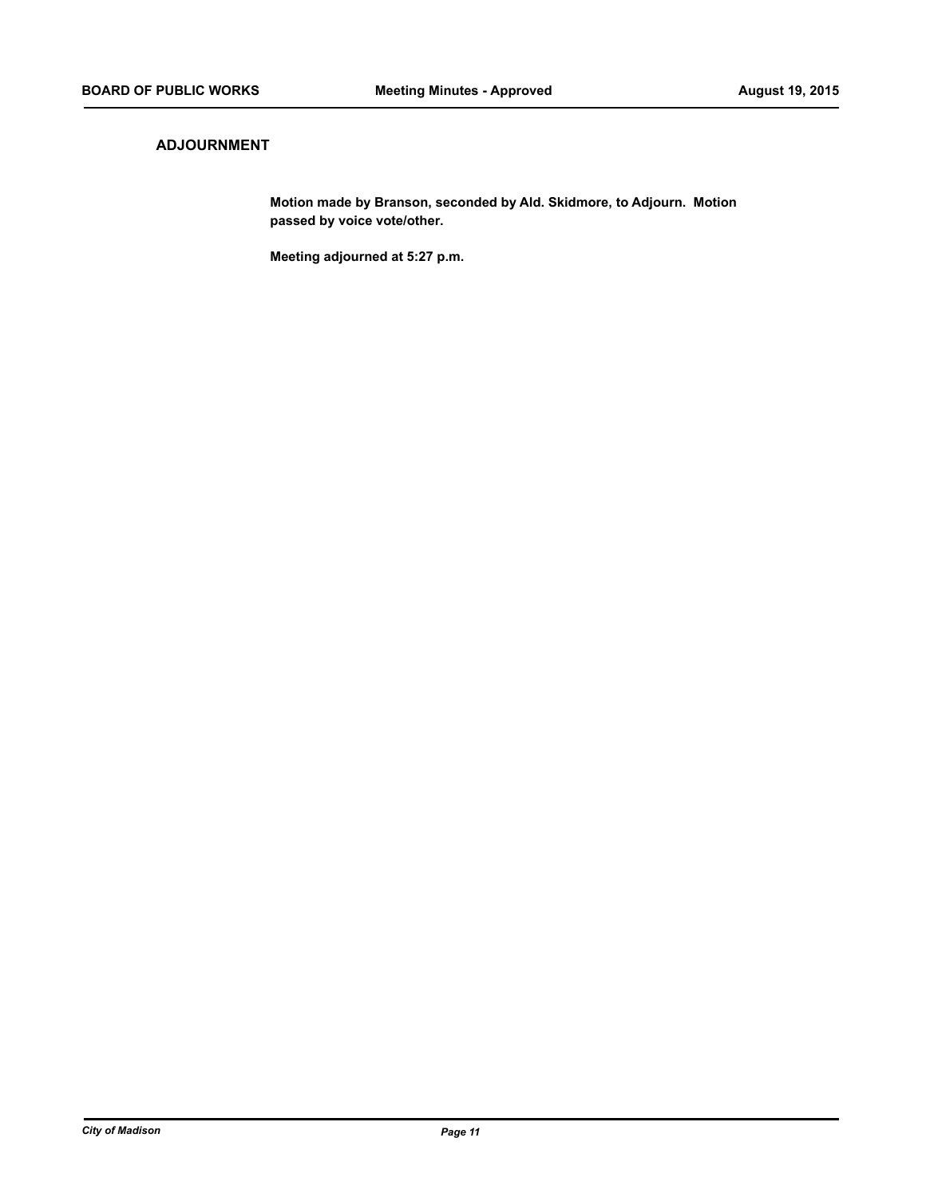## ADJOURNMENT

**Motion made by Branson, seconded by Ald. Skidmore, to Adjourn. Motion passed by voice vote/other.**

**Meeting adjourned at 5:27 p.m.**